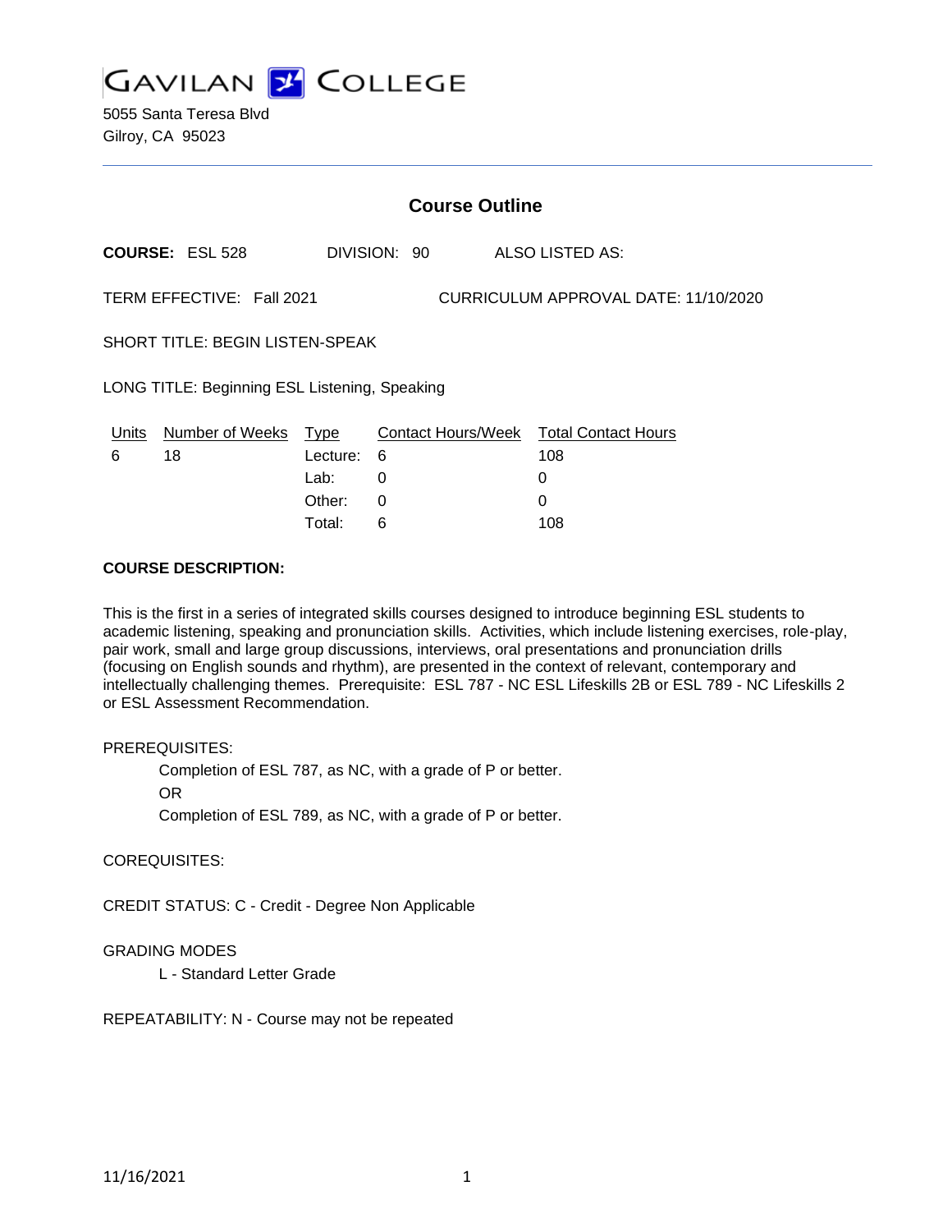# GAVILAN COLLEGE

5055 Santa Teresa Blvd
Gilroy, CA 95023

## Course Outline

**COURSE:** ESL 528 DIVISION: 90 ALSO LISTED AS:

TERM EFFECTIVE: Fall 2021 CURRICULUM APPROVAL DATE: 11/10/2020

SHORT TITLE: BEGIN LISTEN-SPEAK

LONG TITLE: Beginning ESL Listening, Speaking

| Units | Number of Weeks | Type | Contact Hours/Week | Total Contact Hours |
|---|---|---|---|---|
| 6 | 18 | Lecture: | 6 | 108 |
| | | Lab: | 0 | 0 |
| | | Other: | 0 | 0 |
| | | Total: | 6 | 108 |

**COURSE DESCRIPTION:**

This is the first in a series of integrated skills courses designed to introduce beginning ESL students to academic listening, speaking and pronunciation skills. Activities, which include listening exercises, role-play, pair work, small and large group discussions, interviews, oral presentations and pronunciation drills (focusing on English sounds and rhythm), are presented in the context of relevant, contemporary and intellectually challenging themes. Prerequisite: ESL 787 - NC ESL Lifeskills 2B or ESL 789 - NC Lifeskills 2 or ESL Assessment Recommendation.

PREREQUISITES:

Completion of ESL 787, as NC, with a grade of P or better.

OR

Completion of ESL 789, as NC, with a grade of P or better.

COREQUISITES:

CREDIT STATUS: C - Credit - Degree Non Applicable

GRADING MODES

L - Standard Letter Grade

REPEATABILITY: N - Course may not be repeated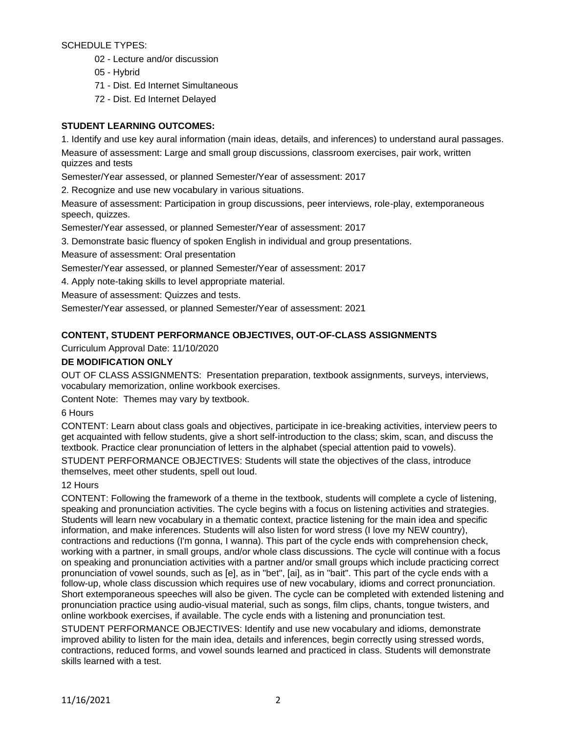SCHEDULE TYPES:

- 02 - Lecture and/or discussion
- 05 - Hybrid
- 71 - Dist. Ed Internet Simultaneous
- 72 - Dist. Ed Internet Delayed

**STUDENT LEARNING OUTCOMES:**

1. Identify and use key aural information (main ideas, details, and inferences) to understand aural passages.

Measure of assessment: Large and small group discussions, classroom exercises, pair work, written quizzes and tests

Semester/Year assessed, or planned Semester/Year of assessment: 2017

2. Recognize and use new vocabulary in various situations.

Measure of assessment: Participation in group discussions, peer interviews, role-play, extemporaneous speech, quizzes.

Semester/Year assessed, or planned Semester/Year of assessment: 2017

3. Demonstrate basic fluency of spoken English in individual and group presentations.

Measure of assessment: Oral presentation

Semester/Year assessed, or planned Semester/Year of assessment: 2017

4. Apply note-taking skills to level appropriate material.

Measure of assessment: Quizzes and tests.

Semester/Year assessed, or planned Semester/Year of assessment: 2021

**CONTENT, STUDENT PERFORMANCE OBJECTIVES, OUT-OF-CLASS ASSIGNMENTS**

Curriculum Approval Date: 11/10/2020

**DE MODIFICATION ONLY**

OUT OF CLASS ASSIGNMENTS: Presentation preparation, textbook assignments, surveys, interviews, vocabulary memorization, online workbook exercises.

Content Note: Themes may vary by textbook.

6 Hours

CONTENT: Learn about class goals and objectives, participate in ice-breaking activities, interview peers to get acquainted with fellow students, give a short self-introduction to the class; skim, scan, and discuss the textbook. Practice clear pronunciation of letters in the alphabet (special attention paid to vowels).

STUDENT PERFORMANCE OBJECTIVES: Students will state the objectives of the class, introduce themselves, meet other students, spell out loud.

12 Hours

CONTENT: Following the framework of a theme in the textbook, students will complete a cycle of listening, speaking and pronunciation activities. The cycle begins with a focus on listening activities and strategies. Students will learn new vocabulary in a thematic context, practice listening for the main idea and specific information, and make inferences. Students will also listen for word stress (I love my NEW country), contractions and reductions (I'm gonna, I wanna). This part of the cycle ends with comprehension check, working with a partner, in small groups, and/or whole class discussions. The cycle will continue with a focus on speaking and pronunciation activities with a partner and/or small groups which include practicing correct pronunciation of vowel sounds, such as [e], as in "bet", [ai], as in "bait". This part of the cycle ends with a follow-up, whole class discussion which requires use of new vocabulary, idioms and correct pronunciation. Short extemporaneous speeches will also be given. The cycle can be completed with extended listening and pronunciation practice using audio-visual material, such as songs, film clips, chants, tongue twisters, and online workbook exercises, if available. The cycle ends with a listening and pronunciation test.

STUDENT PERFORMANCE OBJECTIVES: Identify and use new vocabulary and idioms, demonstrate improved ability to listen for the main idea, details and inferences, begin correctly using stressed words, contractions, reduced forms, and vowel sounds learned and practiced in class. Students will demonstrate skills learned with a test.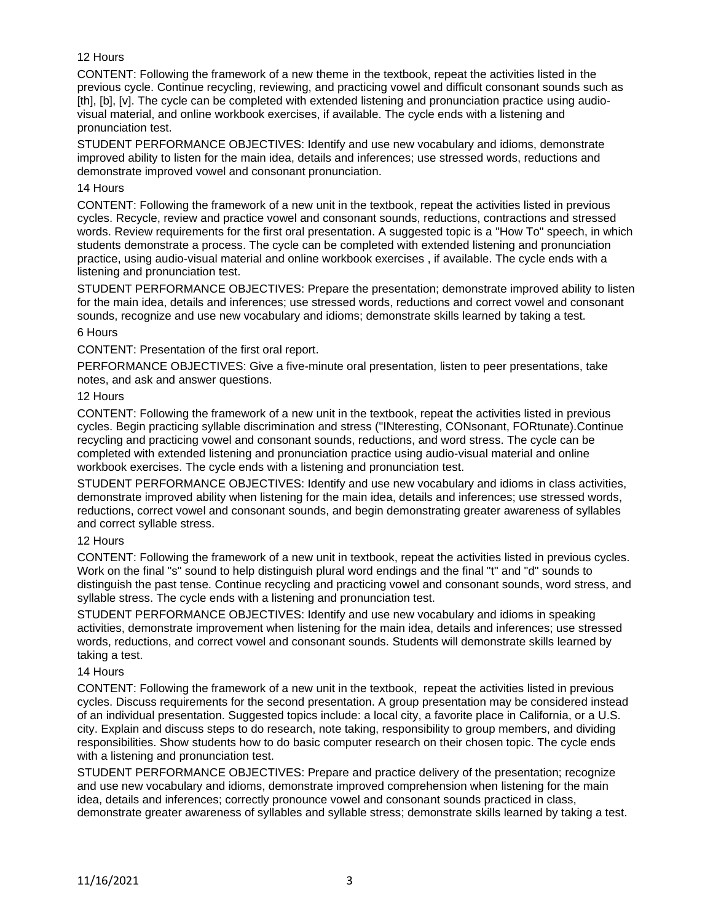12 Hours

CONTENT: Following the framework of a new theme in the textbook, repeat the activities listed in the previous cycle. Continue recycling, reviewing, and practicing vowel and difficult consonant sounds such as [th], [b], [v]. The cycle can be completed with extended listening and pronunciation practice using audio-visual material, and online workbook exercises, if available. The cycle ends with a listening and pronunciation test.

STUDENT PERFORMANCE OBJECTIVES: Identify and use new vocabulary and idioms, demonstrate improved ability to listen for the main idea, details and inferences; use stressed words, reductions and demonstrate improved vowel and consonant pronunciation.

14 Hours

CONTENT: Following the framework of a new unit in the textbook, repeat the activities listed in previous cycles. Recycle, review and practice vowel and consonant sounds, reductions, contractions and stressed words. Review requirements for the first oral presentation. A suggested topic is a "How To" speech, in which students demonstrate a process. The cycle can be completed with extended listening and pronunciation practice, using audio-visual material and online workbook exercises , if available. The cycle ends with a listening and pronunciation test.

STUDENT PERFORMANCE OBJECTIVES: Prepare the presentation; demonstrate improved ability to listen for the main idea, details and inferences; use stressed words, reductions and correct vowel and consonant sounds, recognize and use new vocabulary and idioms; demonstrate skills learned by taking a test.

6 Hours

CONTENT: Presentation of the first oral report.

PERFORMANCE OBJECTIVES: Give a five-minute oral presentation, listen to peer presentations, take notes, and ask and answer questions.

12 Hours

CONTENT: Following the framework of a new unit in the textbook, repeat the activities listed in previous cycles. Begin practicing syllable discrimination and stress ("INteresting, CONsonant, FORtunate).Continue recycling and practicing vowel and consonant sounds, reductions, and word stress. The cycle can be completed with extended listening and pronunciation practice using audio-visual material and online workbook exercises. The cycle ends with a listening and pronunciation test.

STUDENT PERFORMANCE OBJECTIVES: Identify and use new vocabulary and idioms in class activities, demonstrate improved ability when listening for the main idea, details and inferences; use stressed words, reductions, correct vowel and consonant sounds, and begin demonstrating greater awareness of syllables and correct syllable stress.

12 Hours

CONTENT: Following the framework of a new unit in textbook, repeat the activities listed in previous cycles. Work on the final "s" sound to help distinguish plural word endings and the final "t" and "d" sounds to distinguish the past tense. Continue recycling and practicing vowel and consonant sounds, word stress, and syllable stress. The cycle ends with a listening and pronunciation test.

STUDENT PERFORMANCE OBJECTIVES: Identify and use new vocabulary and idioms in speaking activities, demonstrate improvement when listening for the main idea, details and inferences; use stressed words, reductions, and correct vowel and consonant sounds. Students will demonstrate skills learned by taking a test.

14 Hours

CONTENT: Following the framework of a new unit in the textbook, repeat the activities listed in previous cycles. Discuss requirements for the second presentation. A group presentation may be considered instead of an individual presentation. Suggested topics include: a local city, a favorite place in California, or a U.S. city. Explain and discuss steps to do research, note taking, responsibility to group members, and dividing responsibilities. Show students how to do basic computer research on their chosen topic. The cycle ends with a listening and pronunciation test.

STUDENT PERFORMANCE OBJECTIVES: Prepare and practice delivery of the presentation; recognize and use new vocabulary and idioms, demonstrate improved comprehension when listening for the main idea, details and inferences; correctly pronounce vowel and consonant sounds practiced in class, demonstrate greater awareness of syllables and syllable stress; demonstrate skills learned by taking a test.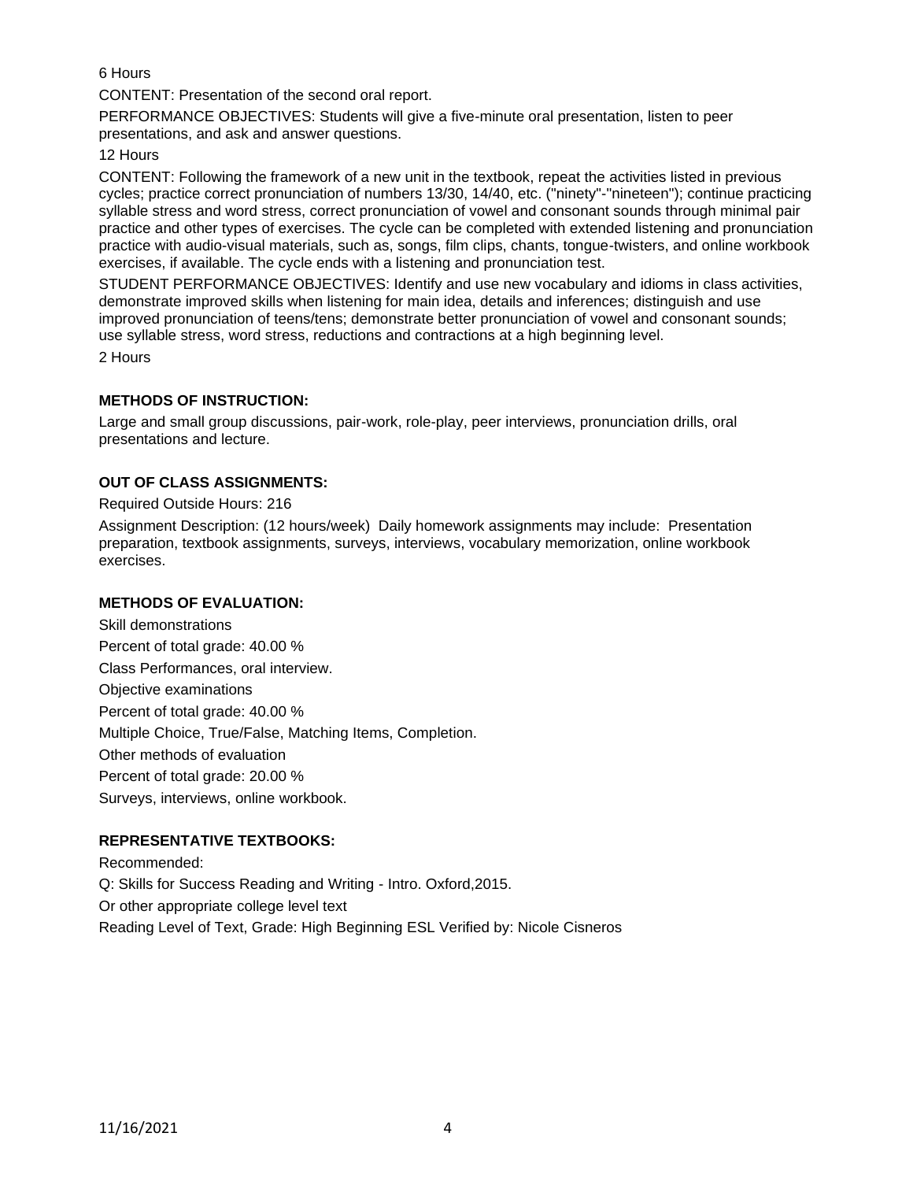6 Hours

CONTENT: Presentation of the second oral report.

PERFORMANCE OBJECTIVES: Students will give a five-minute oral presentation, listen to peer presentations, and ask and answer questions.

12 Hours

CONTENT: Following the framework of a new unit in the textbook, repeat the activities listed in previous cycles; practice correct pronunciation of numbers 13/30, 14/40, etc. ("ninety"-"nineteen"); continue practicing syllable stress and word stress, correct pronunciation of vowel and consonant sounds through minimal pair practice and other types of exercises. The cycle can be completed with extended listening and pronunciation practice with audio-visual materials, such as, songs, film clips, chants, tongue-twisters, and online workbook exercises, if available. The cycle ends with a listening and pronunciation test.

STUDENT PERFORMANCE OBJECTIVES: Identify and use new vocabulary and idioms in class activities, demonstrate improved skills when listening for main idea, details and inferences; distinguish and use improved pronunciation of teens/tens; demonstrate better pronunciation of vowel and consonant sounds; use syllable stress, word stress, reductions and contractions at a high beginning level.

2 Hours

**METHODS OF INSTRUCTION:**

Large and small group discussions, pair-work, role-play, peer interviews, pronunciation drills, oral presentations and lecture.

**OUT OF CLASS ASSIGNMENTS:**

Required Outside Hours: 216

Assignment Description: (12 hours/week) Daily homework assignments may include: Presentation preparation, textbook assignments, surveys, interviews, vocabulary memorization, online workbook exercises.

**METHODS OF EVALUATION:**

Skill demonstrations

Percent of total grade: 40.00 %

Class Performances, oral interview.

Objective examinations

Percent of total grade: 40.00 %

Multiple Choice, True/False, Matching Items, Completion.

Other methods of evaluation

Percent of total grade: 20.00 %

Surveys, interviews, online workbook.

**REPRESENTATIVE TEXTBOOKS:**

Recommended:

Q: Skills for Success Reading and Writing - Intro. Oxford,2015.

Or other appropriate college level text

Reading Level of Text, Grade: High Beginning ESL Verified by: Nicole Cisneros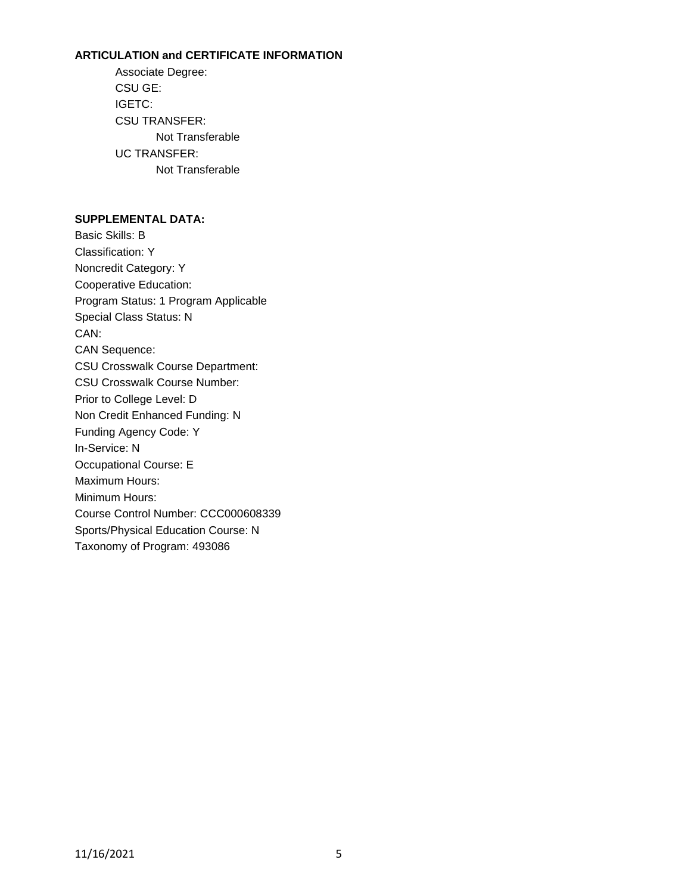**ARTICULATION and CERTIFICATE INFORMATION**

Associate Degree:

CSU GE:

IGETC:

CSU TRANSFER:

Not Transferable

UC TRANSFER:

Not Transferable

**SUPPLEMENTAL DATA:**

Basic Skills: B

Classification: Y

Noncredit Category: Y

Cooperative Education:

Program Status: 1 Program Applicable

Special Class Status: N

CAN:

CAN Sequence:

CSU Crosswalk Course Department:

CSU Crosswalk Course Number:

Prior to College Level: D

Non Credit Enhanced Funding: N

Funding Agency Code: Y

In-Service: N

Occupational Course: E

Maximum Hours:

Minimum Hours:

Course Control Number: CCC000608339

Sports/Physical Education Course: N

Taxonomy of Program: 493086